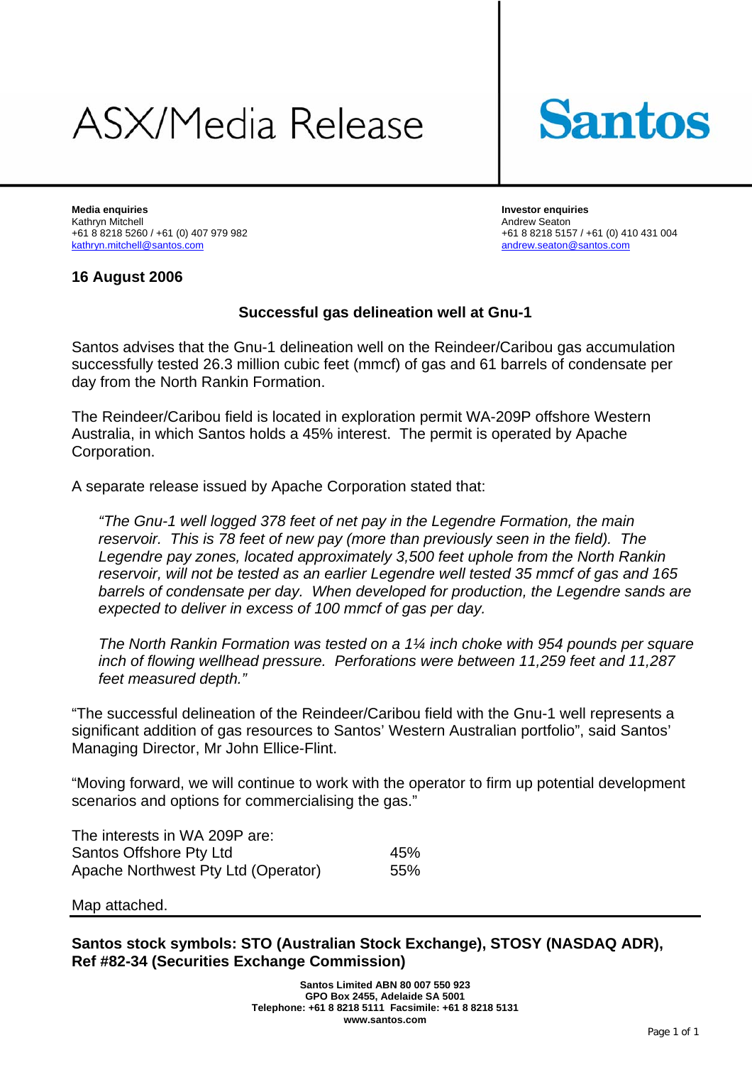# ASX/Media Release

**Santos**

**Media enquiries**
Kathryn Mitchell
+61 8 8218 5260 / +61 (0) 407 979 982
kathryn.mitchell@santos.com

**Investor enquiries**
Andrew Seaton
+61 8 8218 5157 / +61 (0) 410 431 004
andrew.seaton@santos.com

**16 August 2006**

## Successful gas delineation well at Gnu-1

Santos advises that the Gnu-1 delineation well on the Reindeer/Caribou gas accumulation successfully tested 26.3 million cubic feet (mmcf) of gas and 61 barrels of condensate per day from the North Rankin Formation.

The Reindeer/Caribou field is located in exploration permit WA-209P offshore Western Australia, in which Santos holds a 45% interest. The permit is operated by Apache Corporation.

A separate release issued by Apache Corporation stated that:

> *"The Gnu-1 well logged 378 feet of net pay in the Legendre Formation, the main reservoir. This is 78 feet of new pay (more than previously seen in the field). The Legendre pay zones, located approximately 3,500 feet uphole from the North Rankin reservoir, will not be tested as an earlier Legendre well tested 35 mmcf of gas and 165 barrels of condensate per day. When developed for production, the Legendre sands are expected to deliver in excess of 100 mmcf of gas per day.*
>
> *The North Rankin Formation was tested on a 1¼ inch choke with 954 pounds per square inch of flowing wellhead pressure. Perforations were between 11,259 feet and 11,287 feet measured depth."*

"The successful delineation of the Reindeer/Caribou field with the Gnu-1 well represents a significant addition of gas resources to Santos' Western Australian portfolio", said Santos' Managing Director, Mr John Ellice-Flint.

"Moving forward, we will continue to work with the operator to firm up potential development scenarios and options for commercialising the gas."

The interests in WA 209P are:

| | |
|---|---|
| Santos Offshore Pty Ltd | 45% |
| Apache Northwest Pty Ltd (Operator) | 55% |

Map attached.

**Santos stock symbols: STO (Australian Stock Exchange), STOSY (NASDAQ ADR), Ref #82-34 (Securities Exchange Commission)**

**Santos Limited ABN 80 007 550 923**
**GPO Box 2455, Adelaide SA 5001**
**Telephone: +61 8 8218 5111 Facsimile: +61 8 8218 5131**
**www.santos.com**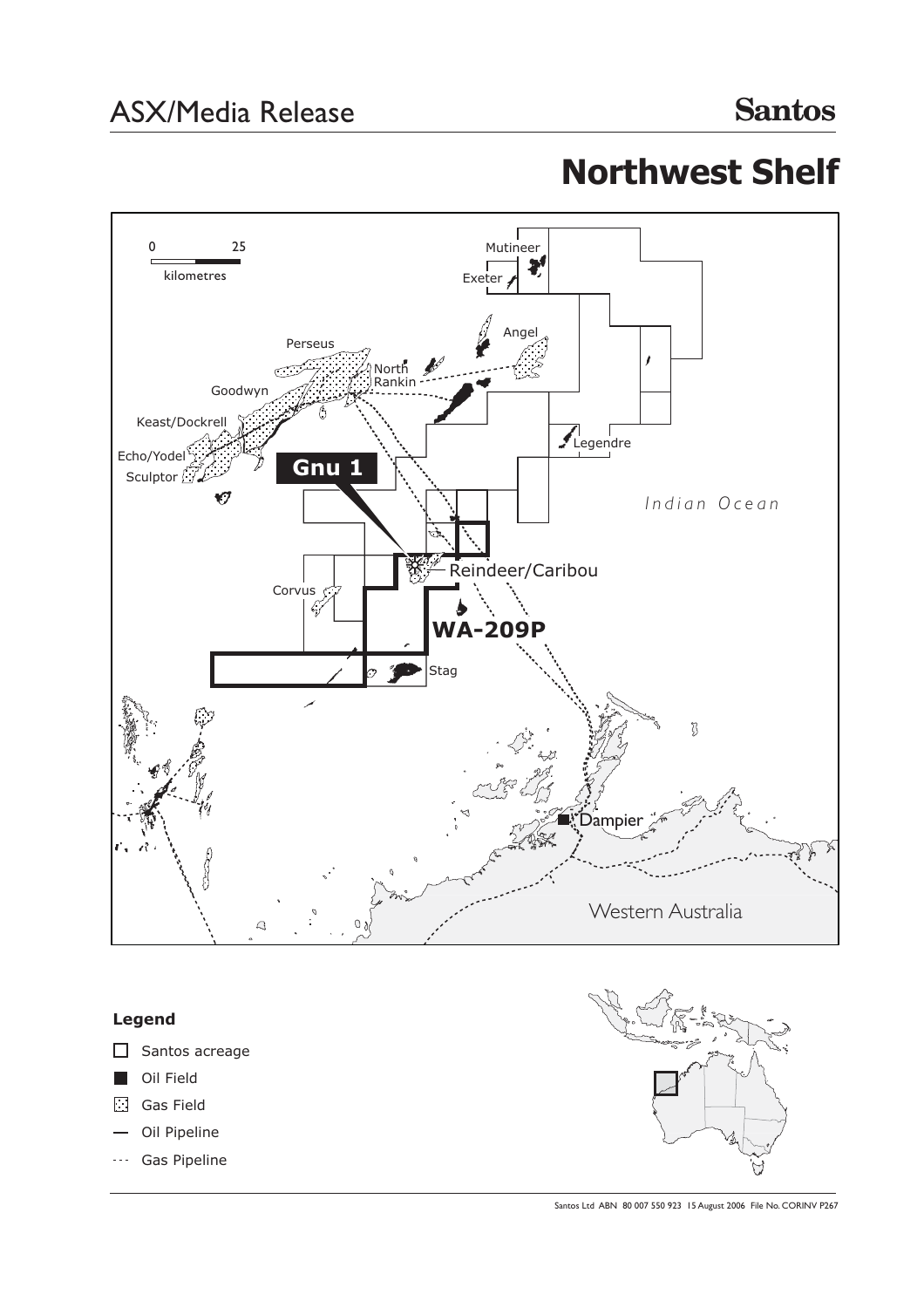# Northwest Shelf

0 25

kilometres

Mutineer

Exeter

Angel

Perseus

North Rankin

Goodwyn

Keast/Dockrell

Legendre

Echo/Yodel

Sculptor

**Gnu 1**

*Indian Ocean*

Reindeer/Caribou

Corvus

**WA-209P**

Stag

Dampier

Western Australia

**Legend**

- Santos acreage
- Oil Field
- Gas Field
- Oil Pipeline
- Gas Pipeline

Santos Ltd ABN 80 007 550 923 15 August 2006 File No. CORINV P267